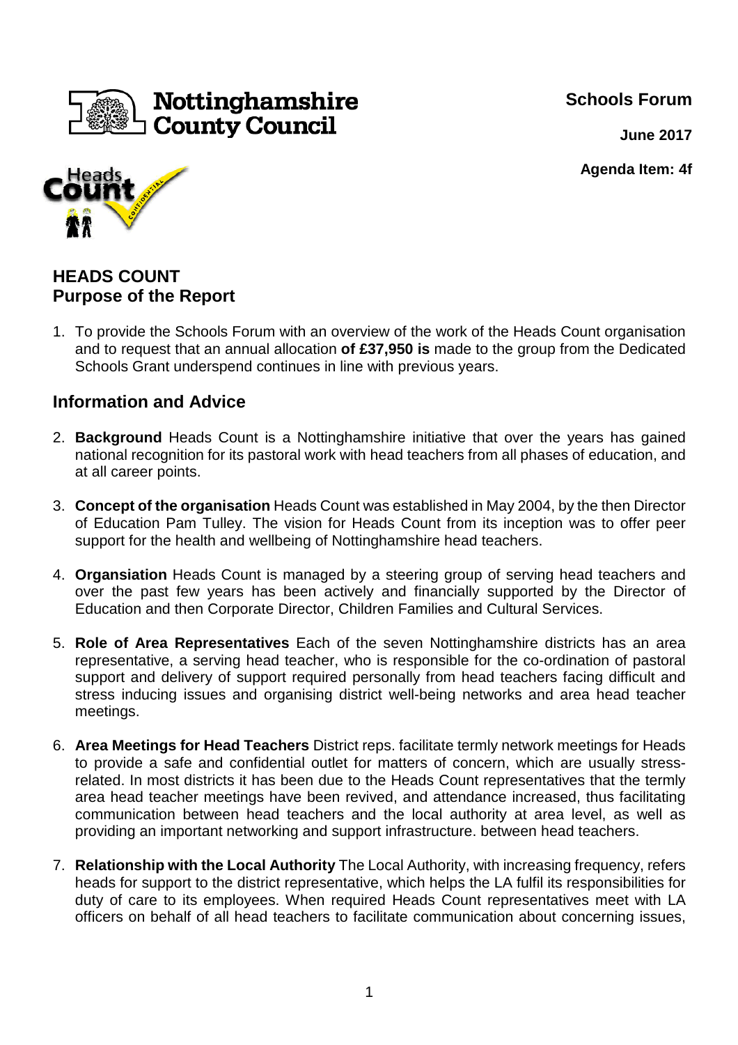Nottinghamshire County Council

**Schools Forum**

**June 2017**

**Agenda Item: 4f**

## HEADS COUNT
## Purpose of the Report

1. To provide the Schools Forum with an overview of the work of the Heads Count organisation and to request that an annual allocation **of £37,950 is** made to the group from the Dedicated Schools Grant underspend continues in line with previous years.

## Information and Advice

2. **Background** Heads Count is a Nottinghamshire initiative that over the years has gained national recognition for its pastoral work with head teachers from all phases of education, and at all career points.

3. **Concept of the organisation** Heads Count was established in May 2004, by the then Director of Education Pam Tulley. The vision for Heads Count from its inception was to offer peer support for the health and wellbeing of Nottinghamshire head teachers.

4. **Organsiation** Heads Count is managed by a steering group of serving head teachers and over the past few years has been actively and financially supported by the Director of Education and then Corporate Director, Children Families and Cultural Services.

5. **Role of Area Representatives** Each of the seven Nottinghamshire districts has an area representative, a serving head teacher, who is responsible for the co-ordination of pastoral support and delivery of support required personally from head teachers facing difficult and stress inducing issues and organising district well-being networks and area head teacher meetings.

6. **Area Meetings for Head Teachers** District reps. facilitate termly network meetings for Heads to provide a safe and confidential outlet for matters of concern, which are usually stress-related. In most districts it has been due to the Heads Count representatives that the termly area head teacher meetings have been revived, and attendance increased, thus facilitating communication between head teachers and the local authority at area level, as well as providing an important networking and support infrastructure. between head teachers.

7. **Relationship with the Local Authority** The Local Authority, with increasing frequency, refers heads for support to the district representative, which helps the LA fulfil its responsibilities for duty of care to its employees. When required Heads Count representatives meet with LA officers on behalf of all head teachers to facilitate communication about concerning issues,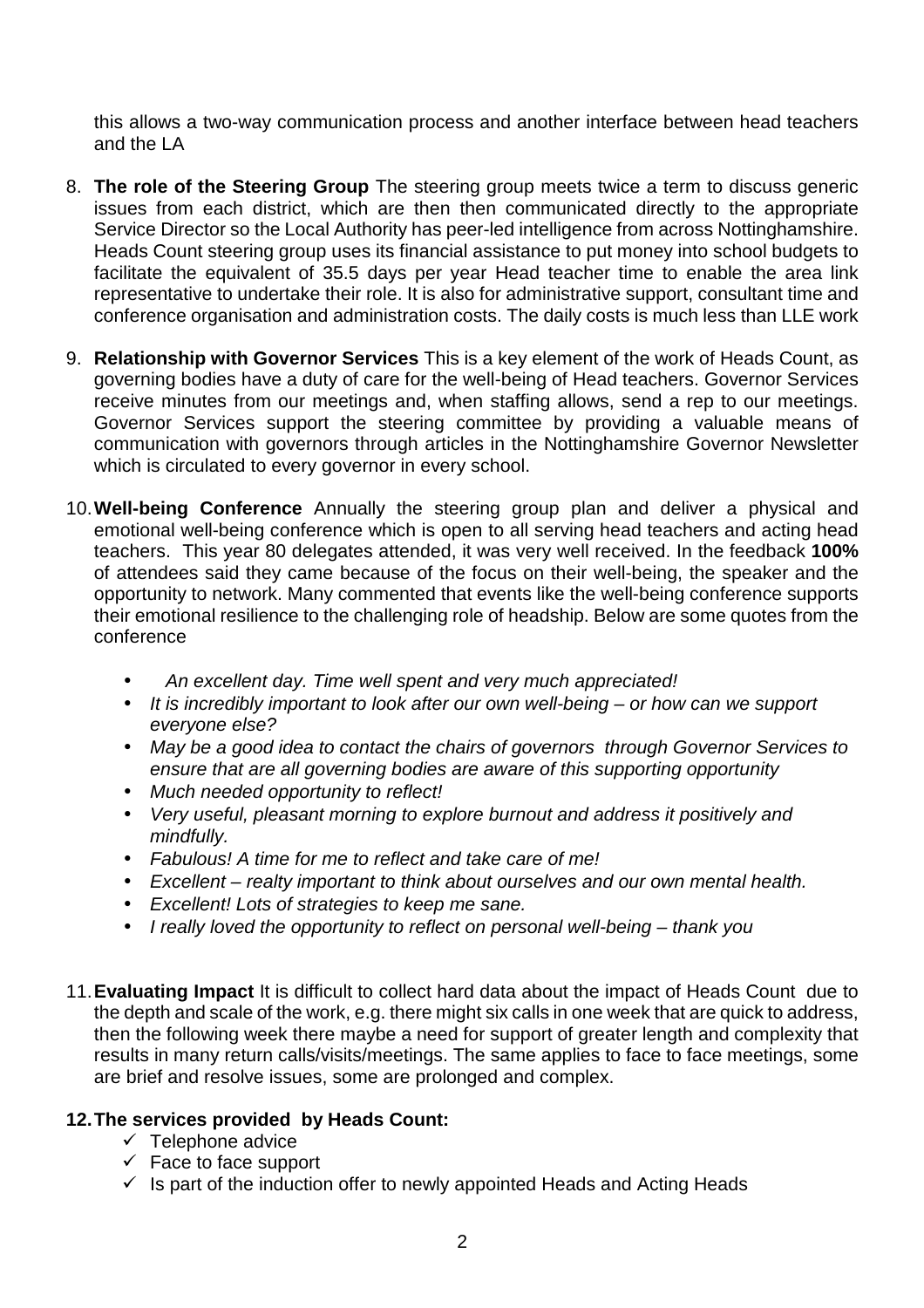this allows a two-way communication process and another interface between head teachers and the LA

8. **The role of the Steering Group** The steering group meets twice a term to discuss generic issues from each district, which are then then communicated directly to the appropriate Service Director so the Local Authority has peer-led intelligence from across Nottinghamshire. Heads Count steering group uses its financial assistance to put money into school budgets to facilitate the equivalent of 35.5 days per year Head teacher time to enable the area link representative to undertake their role. It is also for administrative support, consultant time and conference organisation and administration costs. The daily costs is much less than LLE work

9. **Relationship with Governor Services** This is a key element of the work of Heads Count, as governing bodies have a duty of care for the well-being of Head teachers. Governor Services receive minutes from our meetings and, when staffing allows, send a rep to our meetings. Governor Services support the steering committee by providing a valuable means of communication with governors through articles in the Nottinghamshire Governor Newsletter which is circulated to every governor in every school.

10. **Well-being Conference** Annually the steering group plan and deliver a physical and emotional well-being conference which is open to all serving head teachers and acting head teachers. This year 80 delegates attended, it was very well received. In the feedback **100%** of attendees said they came because of the focus on their well-being, the speaker and the opportunity to network. Many commented that events like the well-being conference supports their emotional resilience to the challenging role of headship. Below are some quotes from the conference

    - *An excellent day. Time well spent and very much appreciated!*
    - *It is incredibly important to look after our own well-being – or how can we support everyone else?*
    - *May be a good idea to contact the chairs of governors through Governor Services to ensure that are all governing bodies are aware of this supporting opportunity*
    - *Much needed opportunity to reflect!*
    - *Very useful, pleasant morning to explore burnout and address it positively and mindfully.*
    - *Fabulous! A time for me to reflect and take care of me!*
    - *Excellent – realty important to think about ourselves and our own mental health.*
    - *Excellent! Lots of strategies to keep me sane.*
    - *I really loved the opportunity to reflect on personal well-being – thank you*

11. **Evaluating Impact** It is difficult to collect hard data about the impact of Heads Count due to the depth and scale of the work, e.g. there might six calls in one week that are quick to address, then the following week there maybe a need for support of greater length and complexity that results in many return calls/visits/meetings. The same applies to face to face meetings, some are brief and resolve issues, some are prolonged and complex.

12. **The services provided by Heads Count:**
    - ✓ Telephone advice
    - ✓ Face to face support
    - ✓ Is part of the induction offer to newly appointed Heads and Acting Heads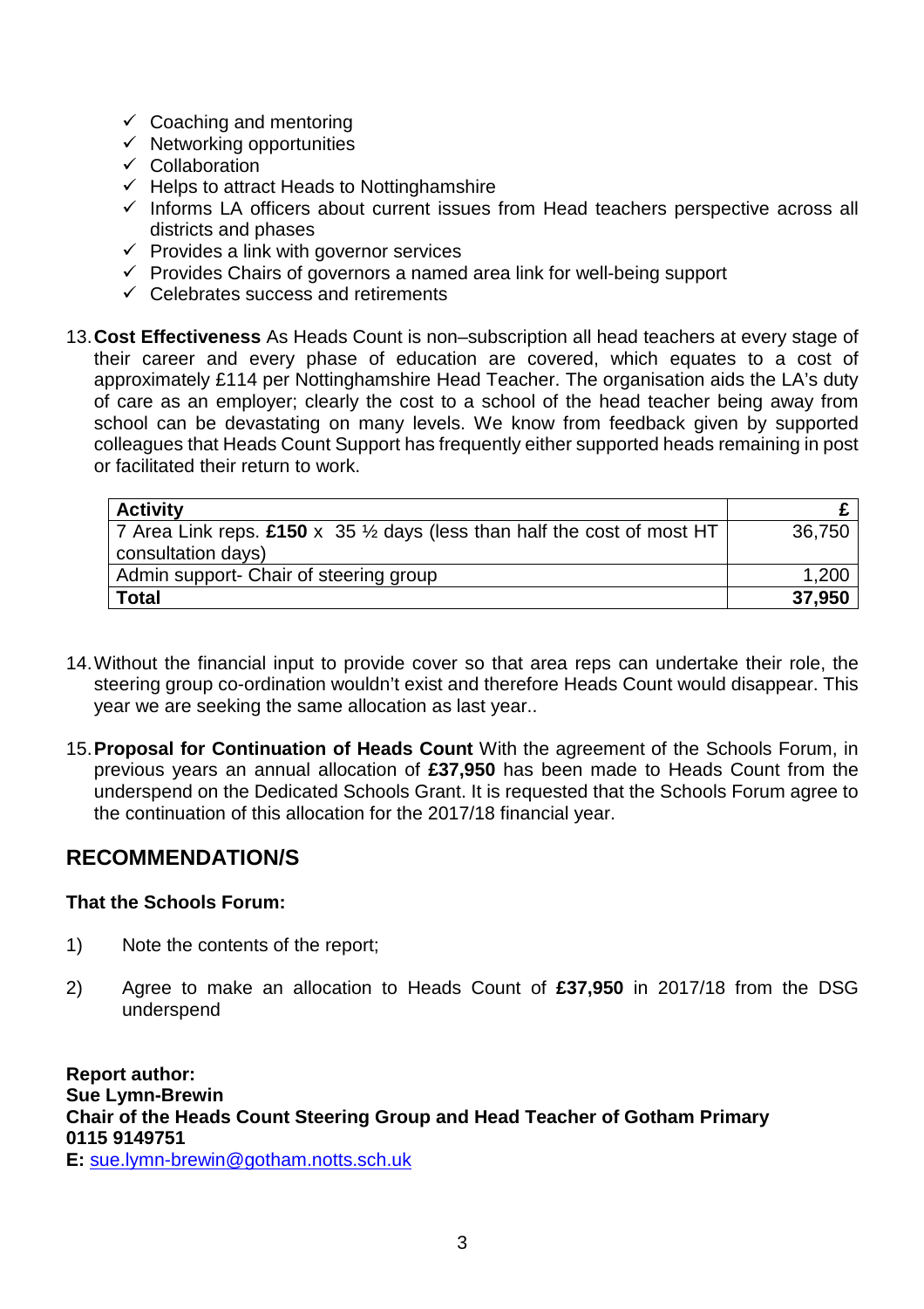- ✓ Coaching and mentoring
- ✓ Networking opportunities
- ✓ Collaboration
- ✓ Helps to attract Heads to Nottinghamshire
- ✓ Informs LA officers about current issues from Head teachers perspective across all districts and phases
- ✓ Provides a link with governor services
- ✓ Provides Chairs of governors a named area link for well-being support
- ✓ Celebrates success and retirements

13. **Cost Effectiveness** As Heads Count is non–subscription all head teachers at every stage of their career and every phase of education are covered, which equates to a cost of approximately £114 per Nottinghamshire Head Teacher. The organisation aids the LA's duty of care as an employer; clearly the cost to a school of the head teacher being away from school can be devastating on many levels. We know from feedback given by supported colleagues that Heads Count Support has frequently either supported heads remaining in post or facilitated their return to work.

| **Activity** | **£** |
|---|---|
| 7 Area Link reps. **£150** x 35 ½ days (less than half the cost of most HT consultation days) | 36,750 |
| Admin support- Chair of steering group | 1,200 |
| **Total** | **37,950** |

14. Without the financial input to provide cover so that area reps can undertake their role, the steering group co-ordination wouldn't exist and therefore Heads Count would disappear. This year we are seeking the same allocation as last year..

15. **Proposal for Continuation of Heads Count** With the agreement of the Schools Forum, in previous years an annual allocation of **£37,950** has been made to Heads Count from the underspend on the Dedicated Schools Grant. It is requested that the Schools Forum agree to the continuation of this allocation for the 2017/18 financial year.

## RECOMMENDATION/S

**That the Schools Forum:**

1) Note the contents of the report;

2) Agree to make an allocation to Heads Count of **£37,950** in 2017/18 from the DSG underspend

**Report author:**
**Sue Lymn-Brewin**
**Chair of the Heads Count Steering Group and Head Teacher of Gotham Primary**
**0115 9149751**
**E:** sue.lymn-brewin@gotham.notts.sch.uk